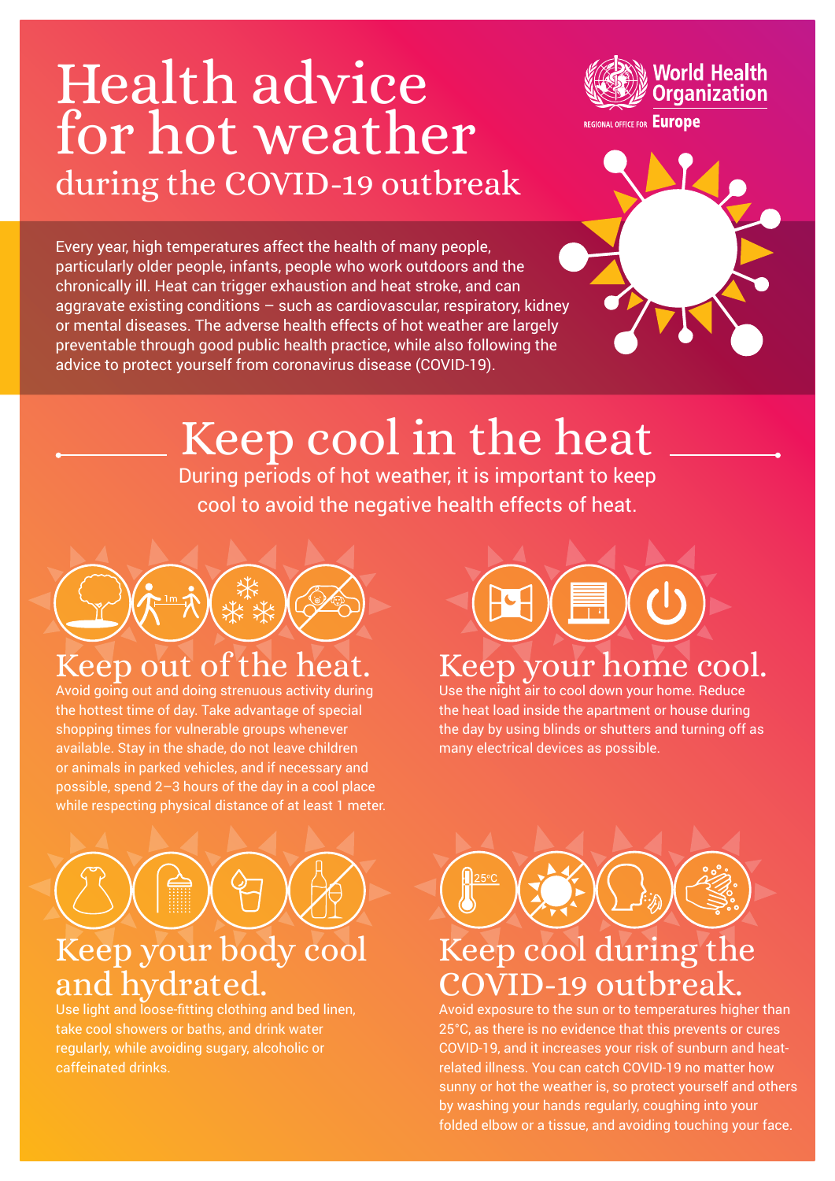# Health advice for hot weather during the COVID-19 outbreak

World Health Organization
REGIONAL OFFICE FOR Europe

Every year, high temperatures affect the health of many people, particularly older people, infants, people who work outdoors and the chronically ill. Heat can trigger exhaustion and heat stroke, and can aggravate existing conditions – such as cardiovascular, respiratory, kidney or mental diseases. The adverse health effects of hot weather are largely preventable through good public health practice, while also following the advice to protect yourself from coronavirus disease (COVID-19).

## Keep cool in the heat

During periods of hot weather, it is important to keep cool to avoid the negative health effects of heat.

### Keep out of the heat.

Avoid going out and doing strenuous activity during the hottest time of day. Take advantage of special shopping times for vulnerable groups whenever available. Stay in the shade, do not leave children or animals in parked vehicles, and if necessary and possible, spend 2–3 hours of the day in a cool place while respecting physical distance of at least 1 meter.

### Keep your home cool.

Use the night air to cool down your home. Reduce the heat load inside the apartment or house during the day by using blinds or shutters and turning off as many electrical devices as possible.

### Keep your body cool and hydrated.

Use light and loose-fitting clothing and bed linen, take cool showers or baths, and drink water regularly, while avoiding sugary, alcoholic or caffeinated drinks.

### Keep cool during the COVID-19 outbreak.

Avoid exposure to the sun or to temperatures higher than 25°C, as there is no evidence that this prevents or cures COVID-19, and it increases your risk of sunburn and heat-related illness. You can catch COVID-19 no matter how sunny or hot the weather is, so protect yourself and others by washing your hands regularly, coughing into your folded elbow or a tissue, and avoiding touching your face.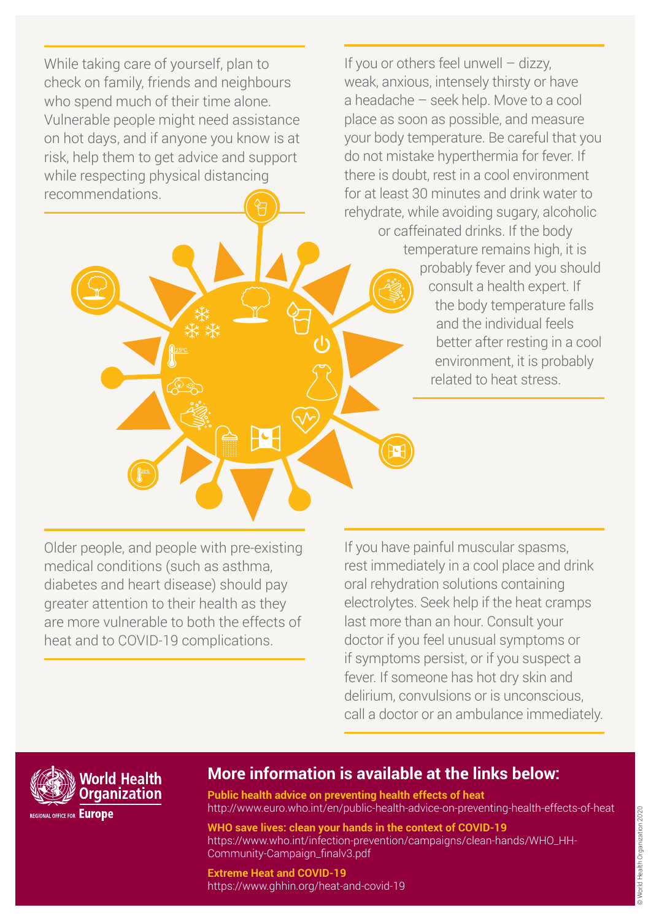While taking care of yourself, plan to check on family, friends and neighbours who spend much of their time alone. Vulnerable people might need assistance on hot days, and if anyone you know is at risk, help them to get advice and support while respecting physical distancing recommendations.

If you or others feel unwell – dizzy, weak, anxious, intensely thirsty or have a headache – seek help. Move to a cool place as soon as possible, and measure your body temperature. Be careful that you do not mistake hyperthermia for fever. If there is doubt, rest in a cool environment for at least 30 minutes and drink water to rehydrate, while avoiding sugary, alcoholic or caffeinated drinks. If the body temperature remains high, it is probably fever and you should consult a health expert. If the body temperature falls and the individual feels better after resting in a cool environment, it is probably related to heat stress.

Older people, and people with pre-existing medical conditions (such as asthma, diabetes and heart disease) should pay greater attention to their health as they are more vulnerable to both the effects of heat and to COVID-19 complications.

If you have painful muscular spasms, rest immediately in a cool place and drink oral rehydration solutions containing electrolytes. Seek help if the heat cramps last more than an hour. Consult your doctor if you feel unusual symptoms or if symptoms persist, or if you suspect a fever. If someone has hot dry skin and delirium, convulsions or is unconscious, call a doctor or an ambulance immediately.

World Health Organization
REGIONAL OFFICE FOR **Europe**

## More information is available at the links below:

**Public health advice on preventing health effects of heat**
http://www.euro.who.int/en/public-health-advice-on-preventing-health-effects-of-heat

**WHO save lives: clean your hands in the context of COVID-19**
https://www.who.int/infection-prevention/campaigns/clean-hands/WHO_HH-Community-Campaign_finalv3.pdf

**Extreme Heat and COVID-19**
https://www.ghhin.org/heat-and-covid-19

© World Health Organization 2020